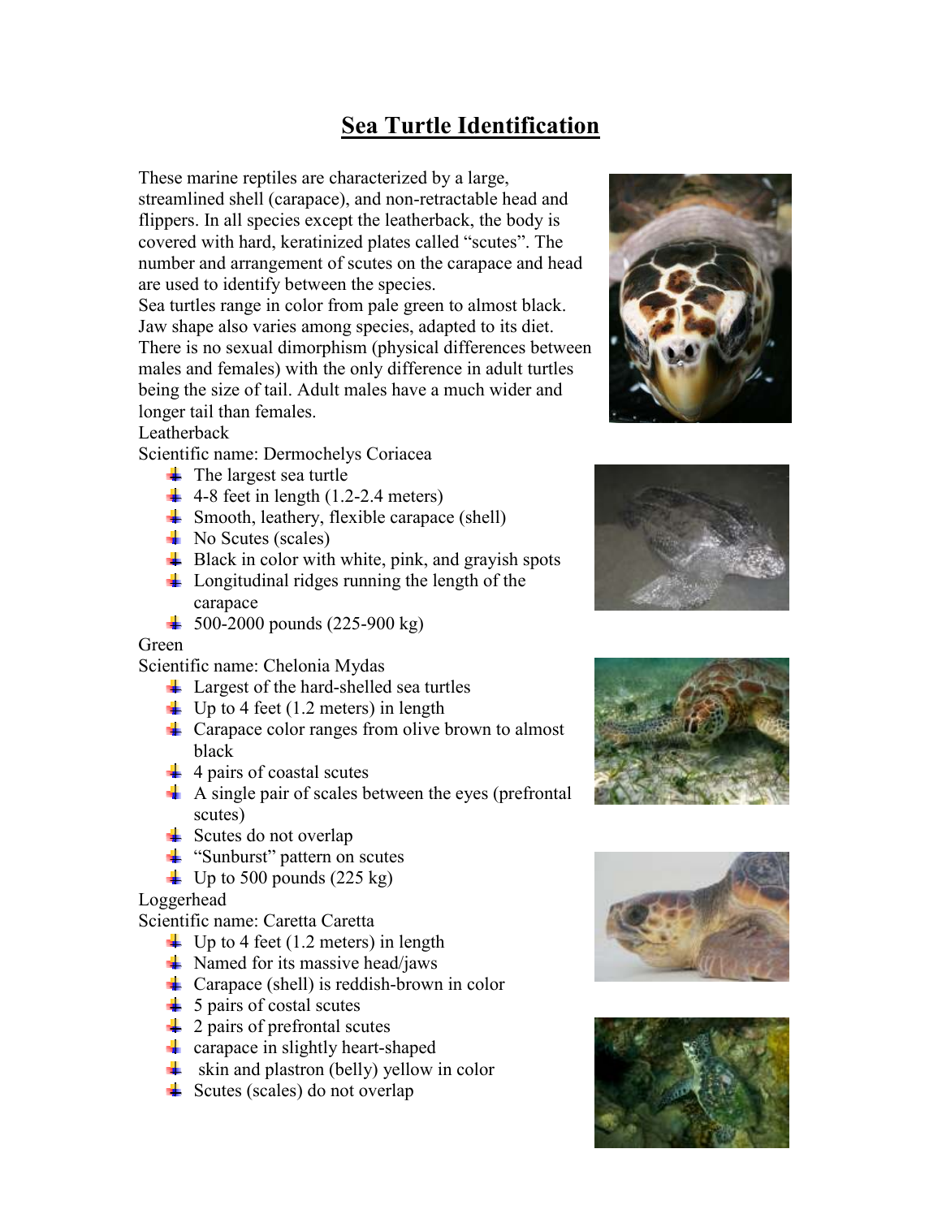// Page 1 of 3 (document 8c06fd1b191e)

# Sea Turtle Identification

These marine reptiles are characterized by a large, streamlined shell (carapace), and non-retractable head and flippers. In all species except the leatherback, the body is covered with hard, keratinized plates called "scutes". The number and arrangement of scutes on the carapace and head are used to identify between the species.
Sea turtles range in color from pale green to almost black. Jaw shape also varies among species, adapted to its diet. There is no sexual dimorphism (physical differences between males and females) with the only difference in adult turtles being the size of tail. Adult males have a much wider and longer tail than females.

Leatherback

Scientific name: Dermochelys Coriacea

- The largest sea turtle
- 4-8 feet in length (1.2-2.4 meters)
- Smooth, leathery, flexible carapace (shell)
- No Scutes (scales)
- Black in color with white, pink, and grayish spots
- Longitudinal ridges running the length of the carapace
- 500-2000 pounds (225-900 kg)

Green

Scientific name: Chelonia Mydas

- Largest of the hard-shelled sea turtles
- Up to 4 feet (1.2 meters) in length
- Carapace color ranges from olive brown to almost black
- 4 pairs of coastal scutes
- A single pair of scales between the eyes (prefrontal scutes)
- Scutes do not overlap
- "Sunburst" pattern on scutes
- Up to 500 pounds (225 kg)

Loggerhead

Scientific name: Caretta Caretta

- Up to 4 feet (1.2 meters) in length
- Named for its massive head/jaws
- Carapace (shell) is reddish-brown in color
- 5 pairs of costal scutes
- 2 pairs of prefrontal scutes
- carapace in slightly heart-shaped
- skin and plastron (belly) yellow in color
- Scutes (scales) do not overlap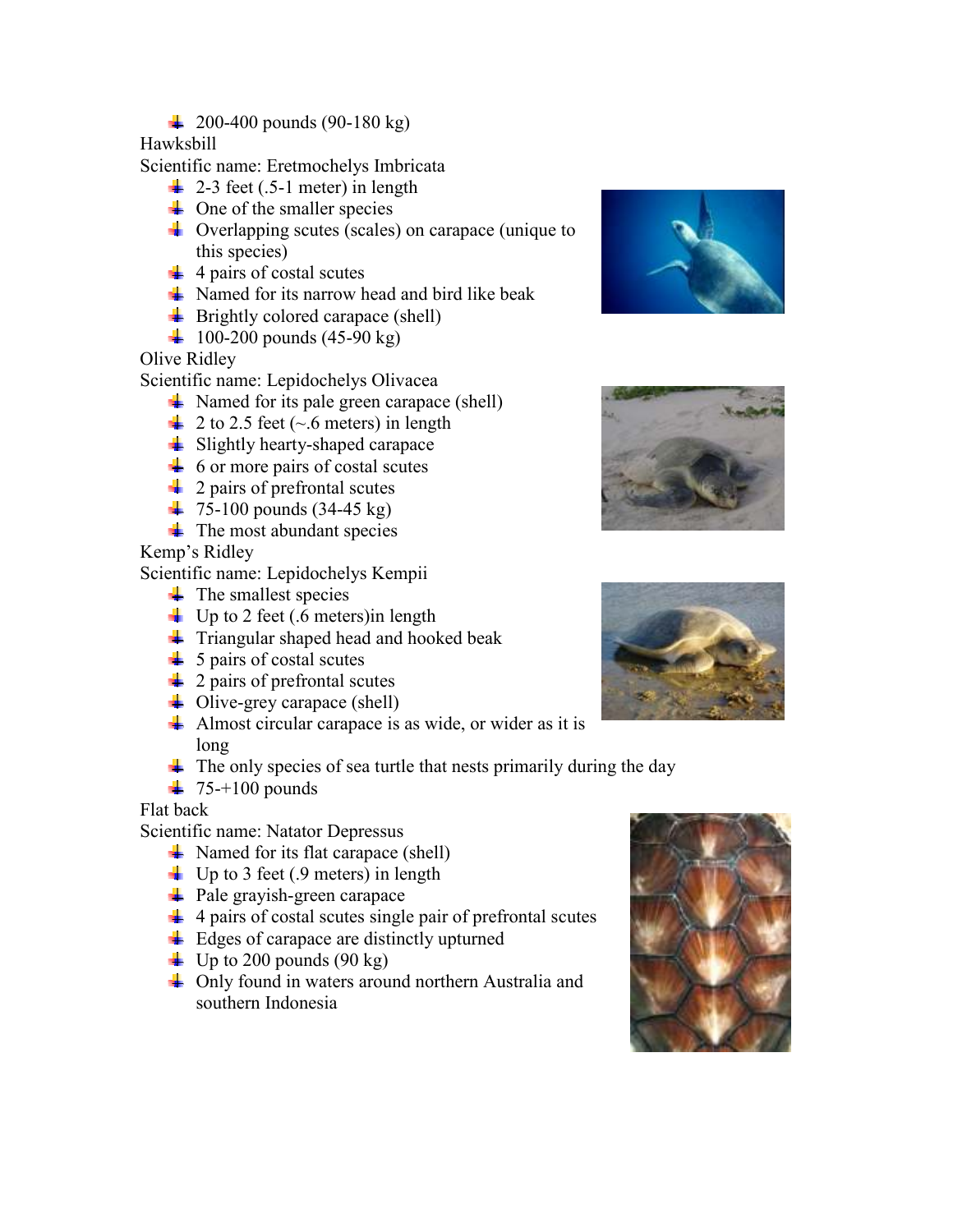- 200-400 pounds (90-180 kg)

Hawksbill

Scientific name: Eretmochelys Imbricata

- 2-3 feet (.5-1 meter) in length
- One of the smaller species
- Overlapping scutes (scales) on carapace (unique to this species)
- 4 pairs of costal scutes
- Named for its narrow head and bird like beak
- Brightly colored carapace (shell)
- 100-200 pounds (45-90 kg)

Olive Ridley

Scientific name: Lepidochelys Olivacea

- Named for its pale green carapace (shell)
- 2 to 2.5 feet (~.6 meters) in length
- Slightly hearty-shaped carapace
- 6 or more pairs of costal scutes
- 2 pairs of prefrontal scutes
- 75-100 pounds (34-45 kg)
- The most abundant species

Kemp's Ridley

Scientific name: Lepidochelys Kempii

- The smallest species
- Up to 2 feet (.6 meters)in length
- Triangular shaped head and hooked beak
- 5 pairs of costal scutes
- 2 pairs of prefrontal scutes
- Olive-grey carapace (shell)
- Almost circular carapace is as wide, or wider as it is long
- The only species of sea turtle that nests primarily during the day
- 75-+100 pounds

Flat back

Scientific name: Natator Depressus

- Named for its flat carapace (shell)
- Up to 3 feet (.9 meters) in length
- Pale grayish-green carapace
- 4 pairs of costal scutes single pair of prefrontal scutes
- Edges of carapace are distinctly upturned
- Up to 200 pounds (90 kg)
- Only found in waters around northern Australia and southern Indonesia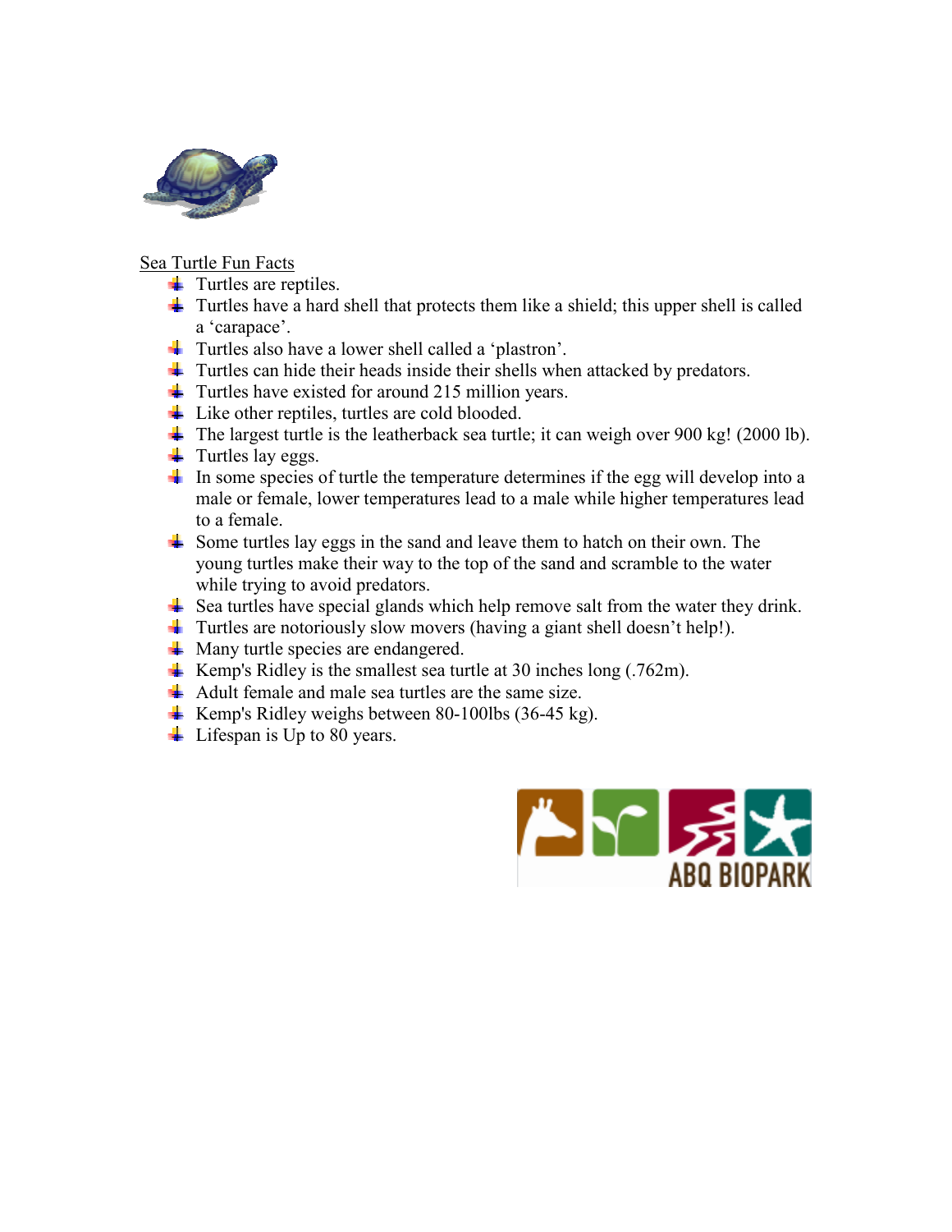Sea Turtle Fun Facts

- Turtles are reptiles.
- Turtles have a hard shell that protects them like a shield; this upper shell is called a 'carapace'.
- Turtles also have a lower shell called a 'plastron'.
- Turtles can hide their heads inside their shells when attacked by predators.
- Turtles have existed for around 215 million years.
- Like other reptiles, turtles are cold blooded.
- The largest turtle is the leatherback sea turtle; it can weigh over 900 kg! (2000 lb).
- Turtles lay eggs.
- In some species of turtle the temperature determines if the egg will develop into a male or female, lower temperatures lead to a male while higher temperatures lead to a female.
- Some turtles lay eggs in the sand and leave them to hatch on their own. The young turtles make their way to the top of the sand and scramble to the water while trying to avoid predators.
- Sea turtles have special glands which help remove salt from the water they drink.
- Turtles are notoriously slow movers (having a giant shell doesn't help!).
- Many turtle species are endangered.
- Kemp's Ridley is the smallest sea turtle at 30 inches long (.762m).
- Adult female and male sea turtles are the same size.
- Kemp's Ridley weighs between 80-100lbs (36-45 kg).
- Lifespan is Up to 80 years.

ABQ BIOPARK